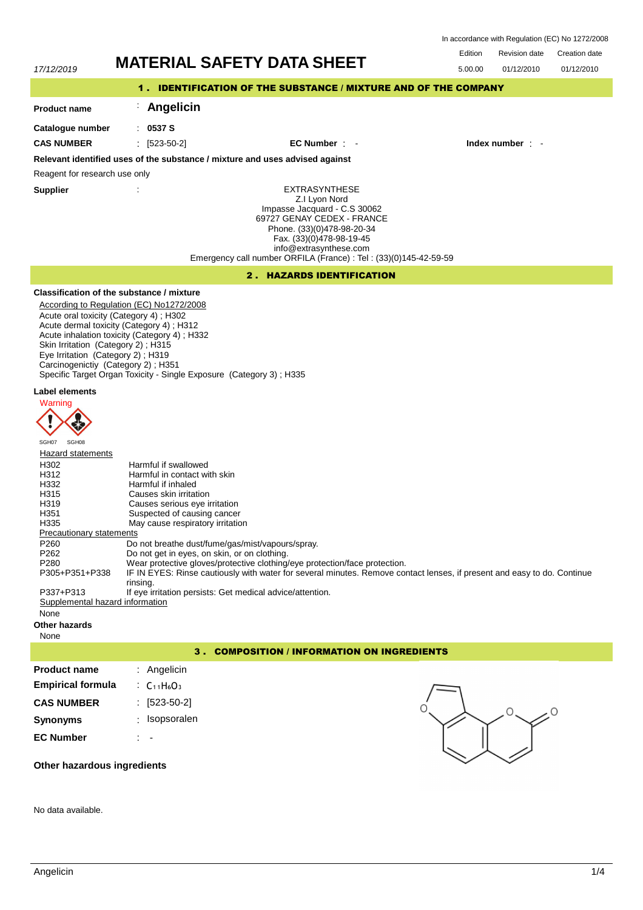In accordance with Regulation (EC) No 1272/2008

17/12/2019

# MATERIAL SAFETY DATA SHEET

| Edition | Revision date | Creation date |
|---|---|---|
| 5.00.00 | 01/12/2010 | 01/12/2010 |

## 1 . IDENTIFICATION OF THE SUBSTANCE / MIXTURE AND OF THE COMPANY

**Product name** : **Angelicin**

**Catalogue number** : **0537 S**

**CAS NUMBER** : [523-50-2] **EC Number** : - **Index number** : -

**Relevant identified uses of the substance / mixture and uses advised against**

Reagent for research use only

**Supplier** :

EXTRASYNTHESE
Z.I Lyon Nord
Impasse Jacquard - C.S 30062
69727 GENAY CEDEX - FRANCE
Phone. (33)(0)478-98-20-34
Fax. (33)(0)478-98-19-45
info@extrasynthese.com
Emergency call number ORFILA (France) : Tel : (33)(0)145-42-59-59

## 2 . HAZARDS IDENTIFICATION

**Classification of the substance / mixture**

According to Regulation (EC) No1272/2008
Acute oral toxicity (Category 4) ; H302
Acute dermal toxicity (Category 4) ; H312
Acute inhalation toxicity (Category 4) ; H332
Skin Irritation (Category 2) ; H315
Eye Irritation (Category 2) ; H319
Carcinogenictiy (Category 2) ; H351
Specific Target Organ Toxicity - Single Exposure (Category 3) ; H335

**Label elements**

Warning

SGH07 SGH08

Hazard statements

| | |
|---|---|
| H302 | Harmful if swallowed |
| H312 | Harmful in contact with skin |
| H332 | Harmful if inhaled |
| H315 | Causes skin irritation |
| H319 | Causes serious eye irritation |
| H351 | Suspected of causing cancer |
| H335 | May cause respiratory irritation |

Precautionary statements

| | |
|---|---|
| P260 | Do not breathe dust/fume/gas/mist/vapours/spray. |
| P262 | Do not get in eyes, on skin, or on clothing. |
| P280 | Wear protective gloves/protective clothing/eye protection/face protection. |
| P305+P351+P338 | IF IN EYES: Rinse cautiously with water for several minutes. Remove contact lenses, if present and easy to do. Continue rinsing. |
| P337+P313 | If eye irritation persists: Get medical advice/attention. |

Supplemental hazard information

None

**Other hazards**

None

## 3 . COMPOSITION / INFORMATION ON INGREDIENTS

**Product name** : Angelicin

**Empirical formula** : $C_{11}H_6O_3$

**CAS NUMBER** : [523-50-2]

**Synonyms** : Isopsoralen

**EC Number** : -

**Other hazardous ingredients**

No data available.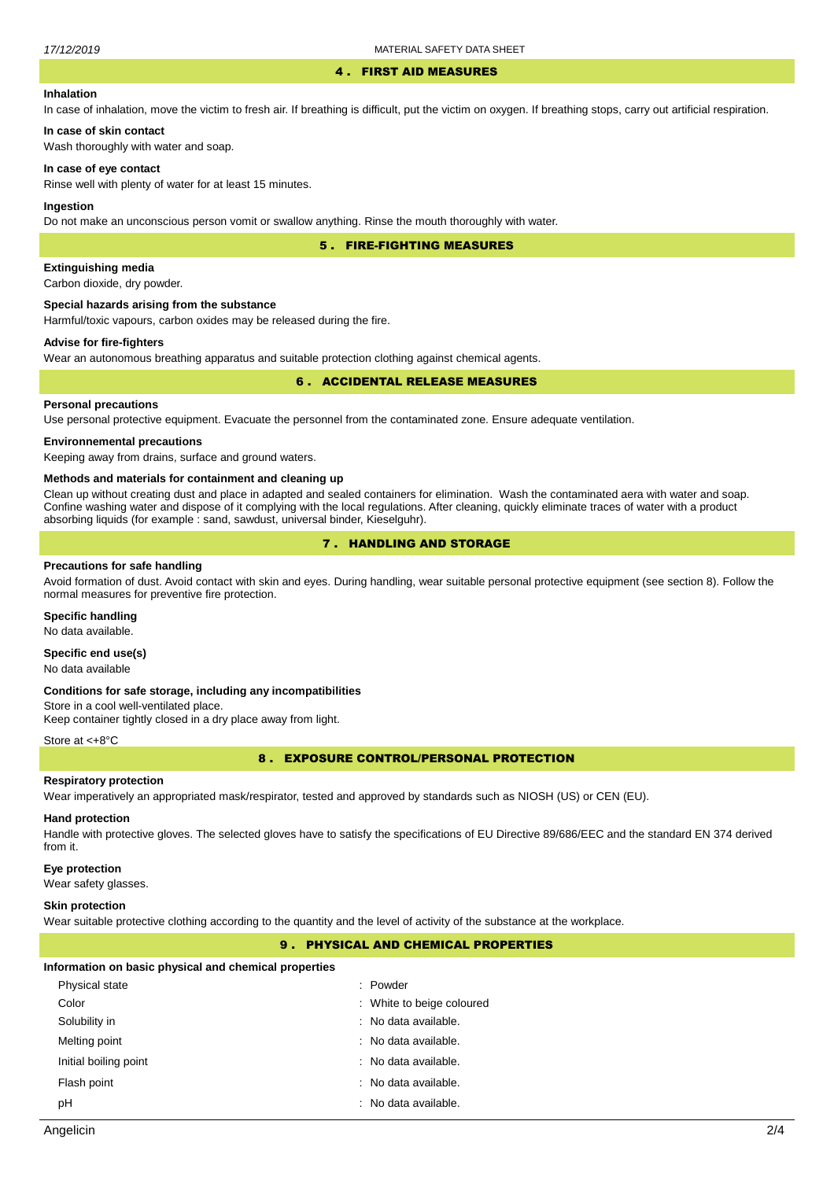## 4 . FIRST AID MEASURES

### Inhalation

In case of inhalation, move the victim to fresh air. If breathing is difficult, put the victim on oxygen. If breathing stops, carry out artificial respiration.

### In case of skin contact

Wash thoroughly with water and soap.

### In case of eye contact

Rinse well with plenty of water for at least 15 minutes.

### Ingestion

Do not make an unconscious person vomit or swallow anything. Rinse the mouth thoroughly with water.

## 5 . FIRE-FIGHTING MEASURES

### Extinguishing media

Carbon dioxide, dry powder.

### Special hazards arising from the substance

Harmful/toxic vapours, carbon oxides may be released during the fire.

### Advise for fire-fighters

Wear an autonomous breathing apparatus and suitable protection clothing against chemical agents.

## 6 . ACCIDENTAL RELEASE MEASURES

### Personal precautions

Use personal protective equipment. Evacuate the personnel from the contaminated zone. Ensure adequate ventilation.

### Environnemental precautions

Keeping away from drains, surface and ground waters.

### Methods and materials for containment and cleaning up

Clean up without creating dust and place in adapted and sealed containers for elimination. Wash the contaminated aera with water and soap. Confine washing water and dispose of it complying with the local regulations. After cleaning, quickly eliminate traces of water with a product absorbing liquids (for example : sand, sawdust, universal binder, Kieselguhr).

## 7 . HANDLING AND STORAGE

### Precautions for safe handling

Avoid formation of dust. Avoid contact with skin and eyes. During handling, wear suitable personal protective equipment (see section 8). Follow the normal measures for preventive fire protection.

### Specific handling

No data available.

### Specific end use(s)

No data available

### Conditions for safe storage, including any incompatibilities

Store in a cool well-ventilated place.
Keep container tightly closed in a dry place away from light.

Store at <+8°C

## 8 . EXPOSURE CONTROL/PERSONAL PROTECTION

### Respiratory protection

Wear imperatively an appropriated mask/respirator, tested and approved by standards such as NIOSH (US) or CEN (EU).

### Hand protection

Handle with protective gloves. The selected gloves have to satisfy the specifications of EU Directive 89/686/EEC and the standard EN 374 derived from it.

### Eye protection

Wear safety glasses.

### Skin protection

Wear suitable protective clothing according to the quantity and the level of activity of the substance at the workplace.

## 9 . PHYSICAL AND CHEMICAL PROPERTIES

### Information on basic physical and chemical properties

| Property | Value |
|---|---|
| Physical state | Powder |
| Color | White to beige coloured |
| Solubility in | No data available. |
| Melting point | No data available. |
| Initial boiling point | No data available. |
| Flash point | No data available. |
| pH | No data available. |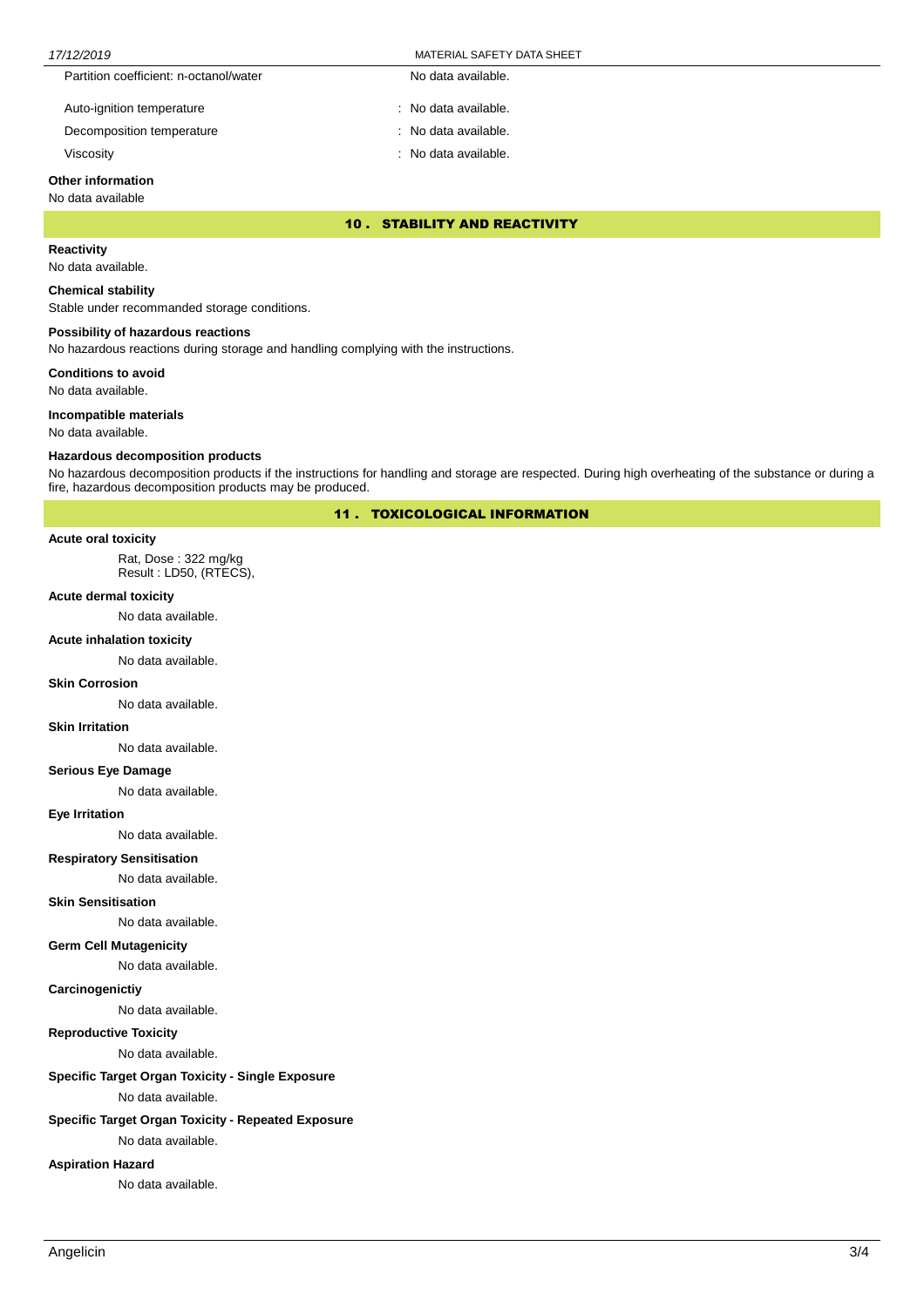| | |
|---|---|
| Partition coefficient: n-octanol/water | No data available. |
| Auto-ignition temperature | : No data available. |
| Decomposition temperature | : No data available. |
| Viscosity | : No data available. |

**Other information**

No data available

## 10 . STABILITY AND REACTIVITY

**Reactivity**

No data available.

**Chemical stability**

Stable under recommanded storage conditions.

**Possibility of hazardous reactions**

No hazardous reactions during storage and handling complying with the instructions.

**Conditions to avoid**

No data available.

**Incompatible materials**

No data available.

**Hazardous decomposition products**

No hazardous decomposition products if the instructions for handling and storage are respected. During high overheating of the substance or during a fire, hazardous decomposition products may be produced.

## 11 . TOXICOLOGICAL INFORMATION

**Acute oral toxicity**

Rat, Dose : 322 mg/kg
Result : LD50, (RTECS),

**Acute dermal toxicity**

No data available.

**Acute inhalation toxicity**

No data available.

**Skin Corrosion**

No data available.

**Skin Irritation**

No data available.

**Serious Eye Damage**

No data available.

**Eye Irritation**

No data available.

**Respiratory Sensitisation**

No data available.

**Skin Sensitisation**

No data available.

**Germ Cell Mutagenicity**

No data available.

**Carcinogenictiy**

No data available.

**Reproductive Toxicity**

No data available.

**Specific Target Organ Toxicity - Single Exposure**

No data available.

**Specific Target Organ Toxicity - Repeated Exposure**

No data available.

**Aspiration Hazard**

No data available.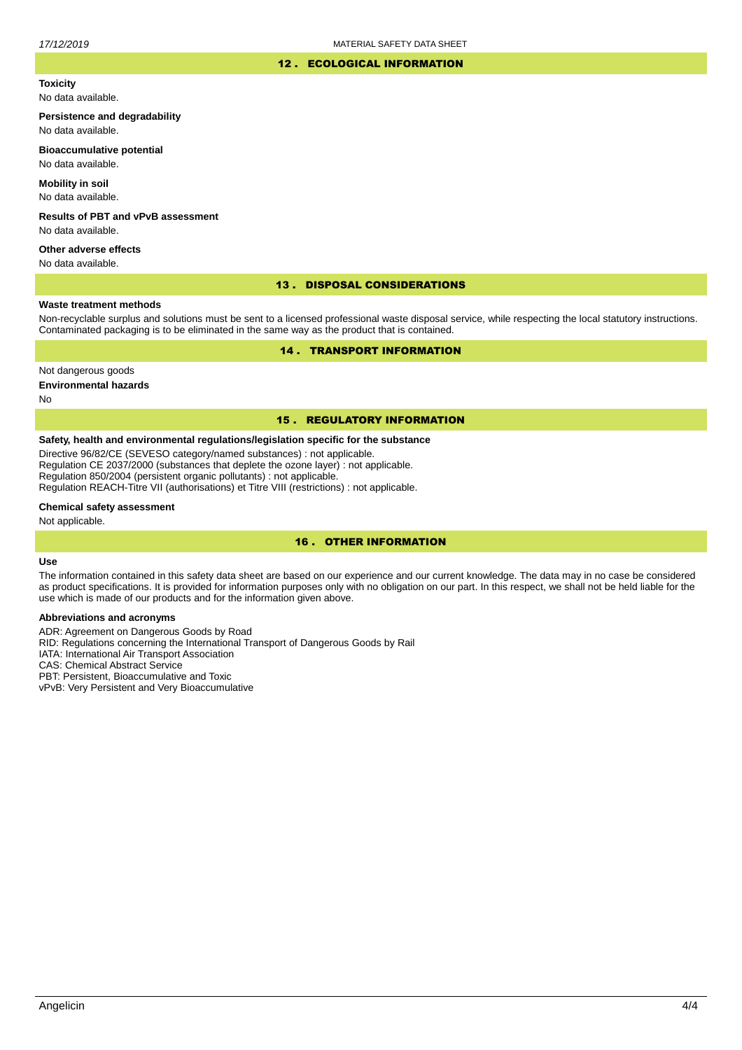## 12 . ECOLOGICAL INFORMATION

**Toxicity**

No data available.

**Persistence and degradability**

No data available.

**Bioaccumulative potential**

No data available.

**Mobility in soil**

No data available.

**Results of PBT and vPvB assessment**

No data available.

**Other adverse effects**

No data available.

## 13 . DISPOSAL CONSIDERATIONS

**Waste treatment methods**

Non-recyclable surplus and solutions must be sent to a licensed professional waste disposal service, while respecting the local statutory instructions. Contaminated packaging is to be eliminated in the same way as the product that is contained.

## 14 . TRANSPORT INFORMATION

Not dangerous goods

**Environmental hazards**

No

## 15 . REGULATORY INFORMATION

**Safety, health and environmental regulations/legislation specific for the substance**

Directive 96/82/CE (SEVESO category/named substances) : not applicable.
Regulation CE 2037/2000 (substances that deplete the ozone layer) : not applicable.
Regulation 850/2004 (persistent organic pollutants) : not applicable.
Regulation REACH-Titre VII (authorisations) et Titre VIII (restrictions) : not applicable.

**Chemical safety assessment**

Not applicable.

## 16 . OTHER INFORMATION

**Use**

The information contained in this safety data sheet are based on our experience and our current knowledge. The data may in no case be considered as product specifications. It is provided for information purposes only with no obligation on our part. In this respect, we shall not be held liable for the use which is made of our products and for the information given above.

**Abbreviations and acronyms**

ADR: Agreement on Dangerous Goods by Road
RID: Regulations concerning the International Transport of Dangerous Goods by Rail
IATA: International Air Transport Association
CAS: Chemical Abstract Service
PBT: Persistent, Bioaccumulative and Toxic
vPvB: Very Persistent and Very Bioaccumulative